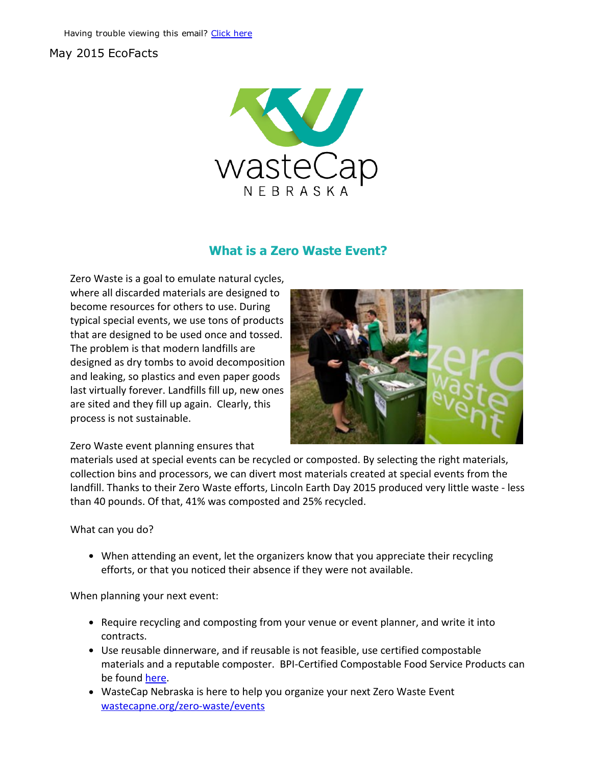Having trouble viewing this email? [Click here]

May 2015 EcoFacts

## What is a Zero Waste Event?

Zero Waste is a goal to emulate natural cycles, where all discarded materials are designed to become resources for others to use. During typical special events, we use tons of products that are designed to be used once and tossed. The problem is that modern landfills are designed as dry tombs to avoid decomposition and leaking, so plastics and even paper goods last virtually forever. Landfills fill up, new ones are sited and they fill up again. Clearly, this process is not sustainable.

Zero Waste event planning ensures that materials used at special events can be recycled or composted. By selecting the right materials, collection bins and processors, we can divert most materials created at special events from the landfill. Thanks to their Zero Waste efforts, Lincoln Earth Day 2015 produced very little waste - less than 40 pounds. Of that, 41% was composted and 25% recycled.

What can you do?

- When attending an event, let the organizers know that you appreciate their recycling efforts, or that you noticed their absence if they were not available.

When planning your next event:

- Require recycling and composting from your venue or event planner, and write it into contracts.
- Use reusable dinnerware, and if reusable is not feasible, use certified compostable materials and a reputable composter. BPI-Certified Compostable Food Service Products can be found here.
- WasteCap Nebraska is here to help you organize your next Zero Waste Event wastecapne.org/zero-waste/events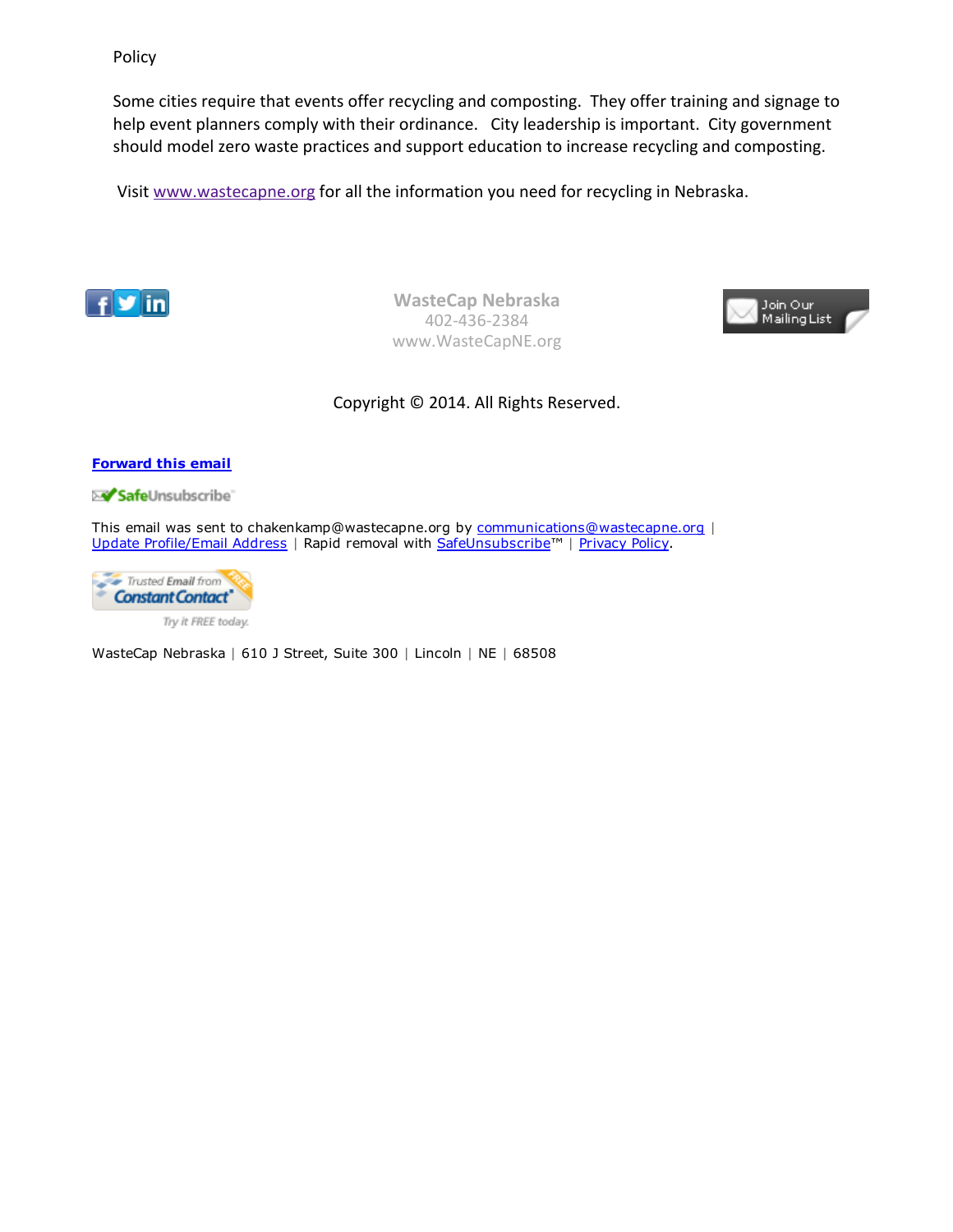Policy

Some cities require that events offer recycling and composting. They offer training and signage to help event planners comply with their ordinance. City leadership is important. City government should model zero waste practices and support education to increase recycling and composting.

Visit www.wastecapne.org for all the information you need for recycling in Nebraska.

WasteCap Nebraska
402-436-2384
www.WasteCapNE.org

Join Our Mailing List

Copyright © 2014. All Rights Reserved.

**Forward this email**

SafeUnsubscribe

This email was sent to chakenkamp@wastecapne.org by communications@wastecapne.org | Update Profile/Email Address | Rapid removal with SafeUnsubscribe™ | Privacy Policy.

Trusted Email from Constant Contact — Try it FREE today.

WasteCap Nebraska | 610 J Street, Suite 300 | Lincoln | NE | 68508